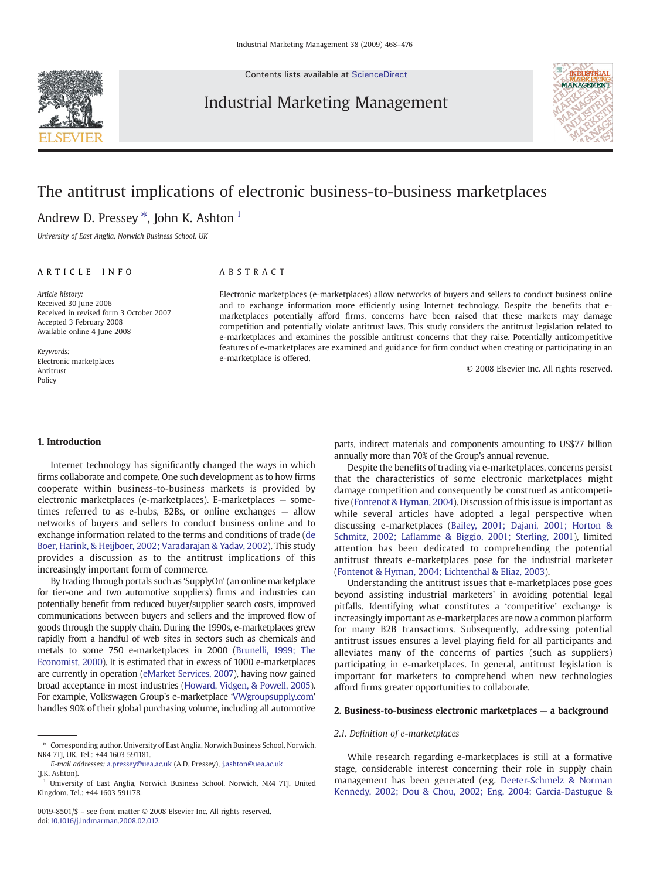# The antitrust implications of electronic business-to-business marketplaces

Andrew D. Pressey *, John K. Ashton [1]

*University of East Anglia, Norwich Business School, UK*

## ARTICLE INFO

*Article history:*
Received 30 June 2006
Received in revised form 3 October 2007
Accepted 3 February 2008
Available online 4 June 2008

*Keywords:*
Electronic marketplaces
Antitrust
Policy

## ABSTRACT

Electronic marketplaces (e-marketplaces) allow networks of buyers and sellers to conduct business online and to exchange information more efficiently using Internet technology. Despite the benefits that e-marketplaces potentially afford firms, concerns have been raised that these markets may damage competition and potentially violate antitrust laws. This study considers the antitrust legislation related to e-marketplaces and examines the possible antitrust concerns that they raise. Potentially anticompetitive features of e-marketplaces are examined and guidance for firm conduct when creating or participating in an e-marketplace is offered.

© 2008 Elsevier Inc. All rights reserved.

## 1. Introduction

Internet technology has significantly changed the ways in which firms collaborate and compete. One such development as to how firms cooperate within business-to-business markets is provided by electronic marketplaces (e-marketplaces). E-marketplaces — sometimes referred to as e-hubs, B2Bs, or online exchanges — allow networks of buyers and sellers to conduct business online and to exchange information related to the terms and conditions of trade (de Boer, Harink, & Heijboer, 2002; Varadarajan & Yadav, 2002). This study provides a discussion as to the antitrust implications of this increasingly important form of commerce.

By trading through portals such as 'SupplyOn' (an online marketplace for tier-one and two automotive suppliers) firms and industries can potentially benefit from reduced buyer/supplier search costs, improved communications between buyers and sellers and the improved flow of goods through the supply chain. During the 1990s, e-marketplaces grew rapidly from a handful of web sites in sectors such as chemicals and metals to some 750 e-marketplaces in 2000 (Brunelli, 1999; The Economist, 2000). It is estimated that in excess of 1000 e-marketplaces are currently in operation (eMarket Services, 2007), having now gained broad acceptance in most industries (Howard, Vidgen, & Powell, 2005). For example, Volkswagen Group's e-marketplace 'VWgroupsupply.com' handles 90% of their global purchasing volume, including all automotive parts, indirect materials and components amounting to US$77 billion annually more than 70% of the Group's annual revenue.

Despite the benefits of trading via e-marketplaces, concerns persist that the characteristics of some electronic marketplaces might damage competition and consequently be construed as anticompetitive (Fontenot & Hyman, 2004). Discussion of this issue is important as while several articles have adopted a legal perspective when discussing e-marketplaces (Bailey, 2001; Dajani, 2001; Horton & Schmitz, 2002; Laflamme & Biggio, 2001; Sterling, 2001), limited attention has been dedicated to comprehending the potential antitrust threats e-marketplaces pose for the industrial marketer (Fontenot & Hyman, 2004; Lichtenthal & Eliaz, 2003).

Understanding the antitrust issues that e-marketplaces pose goes beyond assisting industrial marketers' in avoiding potential legal pitfalls. Identifying what constitutes a 'competitive' exchange is increasingly important as e-marketplaces are now a common platform for many B2B transactions. Subsequently, addressing potential antitrust issues ensures a level playing field for all participants and alleviates many of the concerns of parties (such as suppliers) participating in e-marketplaces. In general, antitrust legislation is important for marketers to comprehend when new technologies afford firms greater opportunities to collaborate.

## 2. Business-to-business electronic marketplaces — a background

### 2.1. Definition of e-marketplaces

While research regarding e-marketplaces is still at a formative stage, considerable interest concerning their role in supply chain management has been generated (e.g. Deeter-Schmelz & Norman Kennedy, 2002; Dou & Chou, 2002; Eng, 2004; Garcia-Dastugue &

---

* Corresponding author. University of East Anglia, Norwich Business School, Norwich, NR4 7TJ, UK. Tel.: +44 1603 591181.
*E-mail addresses:* a.pressey@uea.ac.uk (A.D. Pressey), j.ashton@uea.ac.uk (J.K. Ashton).

[1] University of East Anglia, Norwich Business School, Norwich, NR4 7TJ, United Kingdom. Tel.: +44 1603 591178.

0019-8501/$ – see front matter © 2008 Elsevier Inc. All rights reserved.
doi:10.1016/j.indmarman.2008.02.012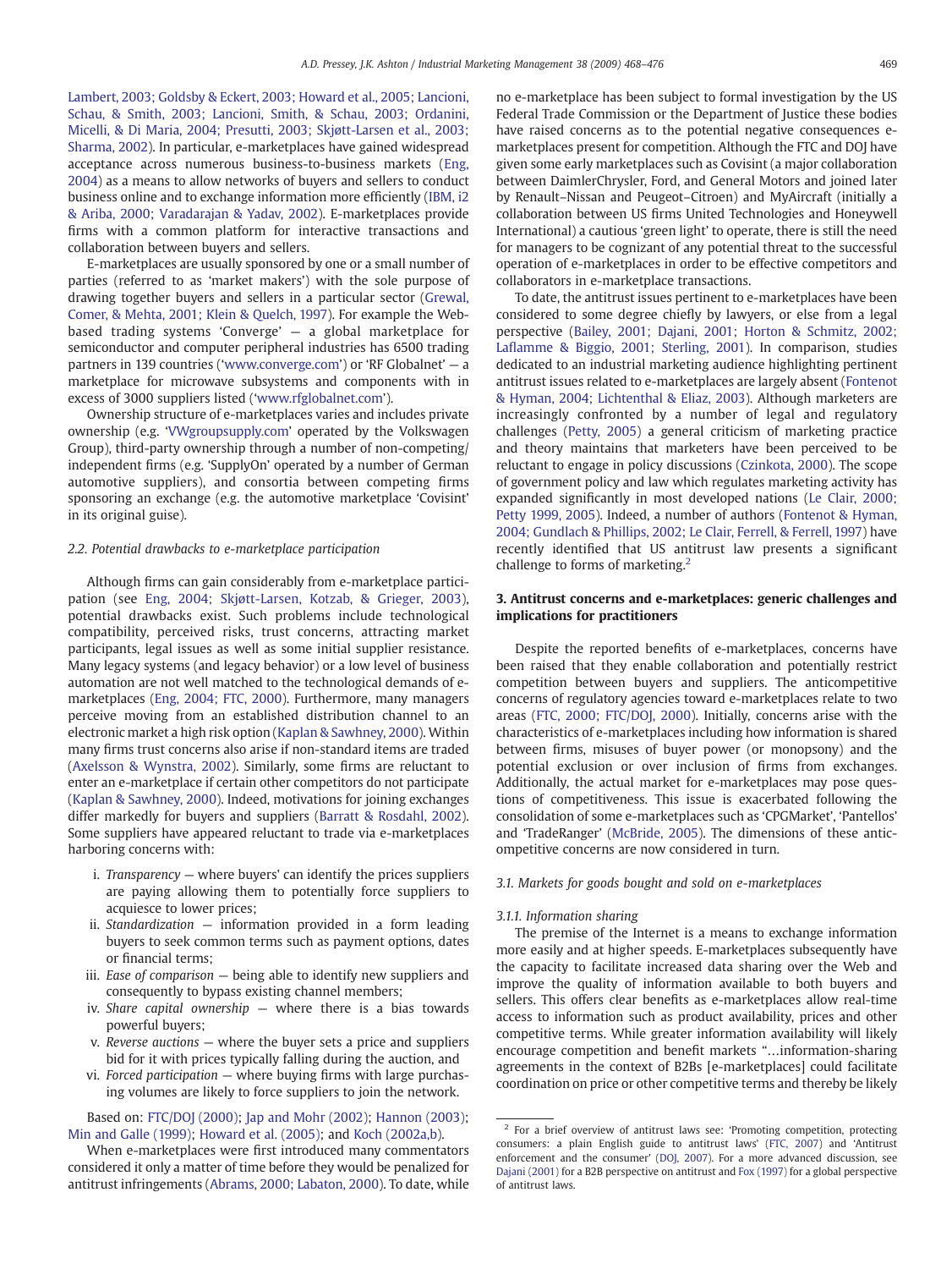Lambert, 2003; Goldsby & Eckert, 2003; Howard et al., 2005; Lancioni, Schau, & Smith, 2003; Lancioni, Smith, & Schau, 2003; Ordanini, Micelli, & Di Maria, 2004; Presutti, 2003; Skjøtt-Larsen et al., 2003; Sharma, 2002). In particular, e-marketplaces have gained widespread acceptance across numerous business-to-business markets (Eng, 2004) as a means to allow networks of buyers and sellers to conduct business online and to exchange information more efficiently (IBM, i2 & Ariba, 2000; Varadarajan & Yadav, 2002). E-marketplaces provide firms with a common platform for interactive transactions and collaboration between buyers and sellers.

E-marketplaces are usually sponsored by one or a small number of parties (referred to as 'market makers') with the sole purpose of drawing together buyers and sellers in a particular sector (Grewal, Comer, & Mehta, 2001; Klein & Quelch, 1997). For example the Web-based trading systems 'Converge' — a global marketplace for semiconductor and computer peripheral industries has 6500 trading partners in 139 countries ('www.converge.com') or 'RF Globalnet' — a marketplace for microwave subsystems and components with in excess of 3000 suppliers listed ('www.rfglobalnet.com').

Ownership structure of e-marketplaces varies and includes private ownership (e.g. 'VWgroupsupply.com' operated by the Volkswagen Group), third-party ownership through a number of non-competing/independent firms (e.g. 'SupplyOn' operated by a number of German automotive suppliers), and consortia between competing firms sponsoring an exchange (e.g. the automotive marketplace 'Covisint' in its original guise).

### 2.2. Potential drawbacks to e-marketplace participation

Although firms can gain considerably from e-marketplace participation (see Eng, 2004; Skjøtt-Larsen, Kotzab, & Grieger, 2003), potential drawbacks exist. Such problems include technological compatibility, perceived risks, trust concerns, attracting market participants, legal issues as well as some initial supplier resistance. Many legacy systems (and legacy behavior) or a low level of business automation are not well matched to the technological demands of e-marketplaces (Eng, 2004; FTC, 2000). Furthermore, many managers perceive moving from an established distribution channel to an electronic market a high risk option (Kaplan & Sawhney, 2000). Within many firms trust concerns also arise if non-standard items are traded (Axelsson & Wynstra, 2002). Similarly, some firms are reluctant to enter an e-marketplace if certain other competitors do not participate (Kaplan & Sawhney, 2000). Indeed, motivations for joining exchanges differ markedly for buyers and suppliers (Barratt & Rosdahl, 2002). Some suppliers have appeared reluctant to trade via e-marketplaces harboring concerns with:

i. *Transparency* — where buyers' can identify the prices suppliers are paying allowing them to potentially force suppliers to acquiesce to lower prices;
ii. *Standardization* — information provided in a form leading buyers to seek common terms such as payment options, dates or financial terms;
iii. *Ease of comparison* — being able to identify new suppliers and consequently to bypass existing channel members;
iv. *Share capital ownership* — where there is a bias towards powerful buyers;
v. *Reverse auctions* — where the buyer sets a price and suppliers bid for it with prices typically falling during the auction, and
vi. *Forced participation* — where buying firms with large purchasing volumes are likely to force suppliers to join the network.

Based on: FTC/DOJ (2000); Jap and Mohr (2002); Hannon (2003); Min and Galle (1999); Howard et al. (2005); and Koch (2002a,b).

When e-marketplaces were first introduced many commentators considered it only a matter of time before they would be penalized for antitrust infringements (Abrams, 2000; Labaton, 2000). To date, while no e-marketplace has been subject to formal investigation by the US Federal Trade Commission or the Department of Justice these bodies have raised concerns as to the potential negative consequences e-marketplaces present for competition. Although the FTC and DOJ have given some early marketplaces such as Covisint (a major collaboration between DaimlerChrysler, Ford, and General Motors and joined later by Renault–Nissan and Peugeot–Citroen) and MyAircraft (initially a collaboration between US firms United Technologies and Honeywell International) a cautious 'green light' to operate, there is still the need for managers to be cognizant of any potential threat to the successful operation of e-marketplaces in order to be effective competitors and collaborators in e-marketplace transactions.

To date, the antitrust issues pertinent to e-marketplaces have been considered to some degree chiefly by lawyers, or else from a legal perspective (Bailey, 2001; Dajani, 2001; Horton & Schmitz, 2002; Laflamme & Biggio, 2001; Sterling, 2001). In comparison, studies dedicated to an industrial marketing audience highlighting pertinent antitrust issues related to e-marketplaces are largely absent (Fontenot & Hyman, 2004; Lichtenthal & Eliaz, 2003). Although marketers are increasingly confronted by a number of legal and regulatory challenges (Petty, 2005) a general criticism of marketing practice and theory maintains that marketers have been perceived to be reluctant to engage in policy discussions (Czinkota, 2000). The scope of government policy and law which regulates marketing activity has expanded significantly in most developed nations (Le Clair, 2000; Petty 1999, 2005). Indeed, a number of authors (Fontenot & Hyman, 2004; Gundlach & Phillips, 2002; Le Clair, Ferrell, & Ferrell, 1997) have recently identified that US antitrust law presents a significant challenge to forms of marketing.[2]

## 3. Antitrust concerns and e-marketplaces: generic challenges and implications for practitioners

Despite the reported benefits of e-marketplaces, concerns have been raised that they enable collaboration and potentially restrict competition between buyers and suppliers. The anticompetitive concerns of regulatory agencies toward e-marketplaces relate to two areas (FTC, 2000; FTC/DOJ, 2000). Initially, concerns arise with the characteristics of e-marketplaces including how information is shared between firms, misuses of buyer power (or monopsony) and the potential exclusion or over inclusion of firms from exchanges. Additionally, the actual market for e-marketplaces may pose questions of competitiveness. This issue is exacerbated following the consolidation of some e-marketplaces such as 'CPGMarket', 'Pantellos' and 'TradeRanger' (McBride, 2005). The dimensions of these anticompetitive concerns are now considered in turn.

### 3.1. Markets for goods bought and sold on e-marketplaces

#### 3.1.1. Information sharing

The premise of the Internet is a means to exchange information more easily and at higher speeds. E-marketplaces subsequently have the capacity to facilitate increased data sharing over the Web and improve the quality of information available to both buyers and sellers. This offers clear benefits as e-marketplaces allow real-time access to information such as product availability, prices and other competitive terms. While greater information availability will likely encourage competition and benefit markets "…information-sharing agreements in the context of B2Bs [e-marketplaces] could facilitate coordination on price or other competitive terms and thereby be likely

[2] For a brief overview of antitrust laws see: 'Promoting competition, protecting consumers: a plain English guide to antitrust laws' (FTC, 2007) and 'Antitrust enforcement and the consumer' (DOJ, 2007). For a more advanced discussion, see Dajani (2001) for a B2B perspective on antitrust and Fox (1997) for a global perspective of antitrust laws.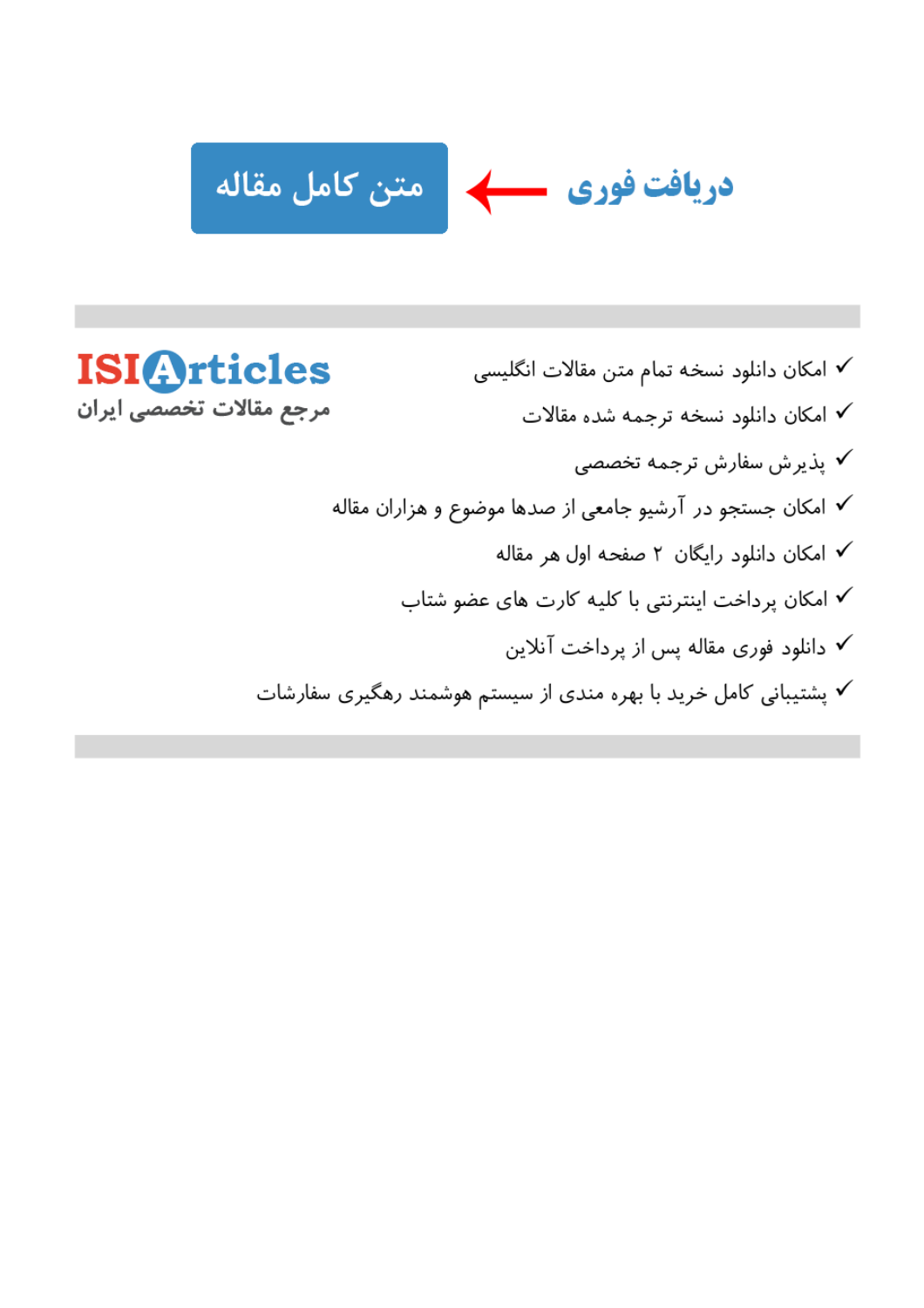دریافت فوری ← **متن کامل مقاله**

**ISIArticles**
مرجع مقالات تخصصی ایران

- ✓ امکان دانلود نسخه تمام متن مقالات انگلیسی
- ✓ امکان دانلود نسخه ترجمه شده مقالات
- ✓ پذیرش سفارش ترجمه تخصصی
- ✓ امکان جستجو در آرشیو جامعی از صدها موضوع و هزاران مقاله
- ✓ امکان دانلود رایگان ۲ صفحه اول هر مقاله
- ✓ امکان پرداخت اینترنتی با کلیه کارت های عضو شتاب
- ✓ دانلود فوری مقاله پس از پرداخت آنلاین
- ✓ پشتیبانی کامل خرید با بهره مندی از سیستم هوشمند رهگیری سفارشات